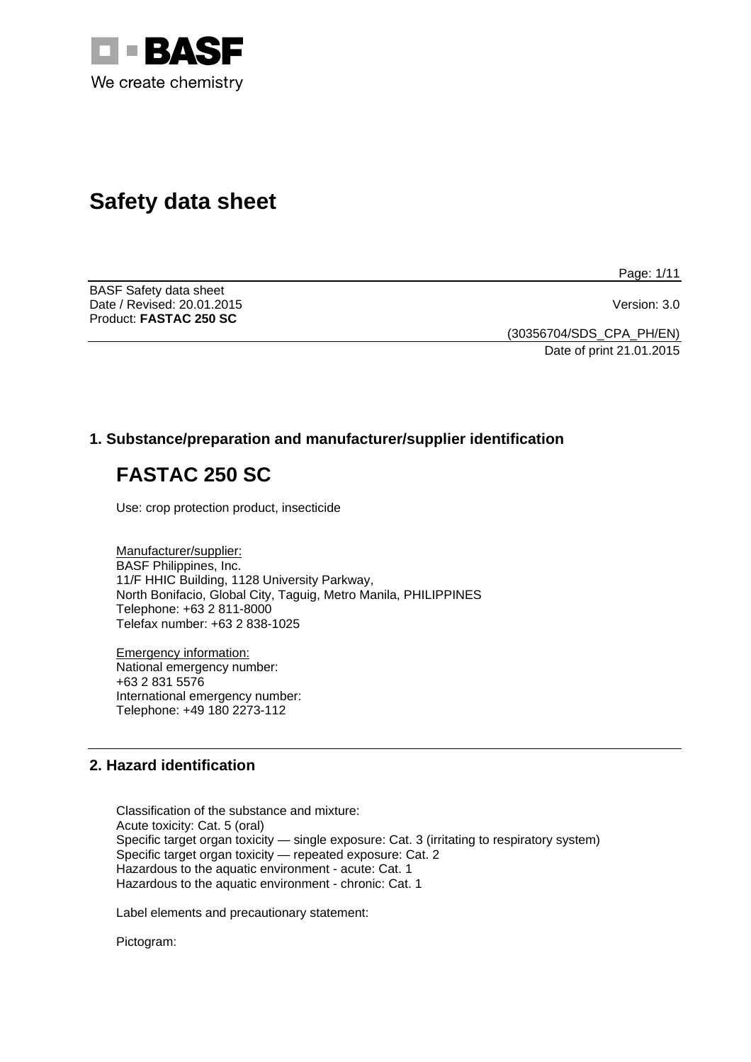BASF

We create chemistry

# Safety data sheet

BASF Safety data sheet
Date / Revised: 20.01.2015
Product: **FASTAC 250 SC**

Version: 3.0

(30356704/SDS_CPA_PH/EN)
Date of print 21.01.2015

## 1. Substance/preparation and manufacturer/supplier identification

# FASTAC 250 SC

Use: crop protection product, insecticide

Manufacturer/supplier:
BASF Philippines, Inc.
11/F HHIC Building, 1128 University Parkway,
North Bonifacio, Global City, Taguig, Metro Manila, PHILIPPINES
Telephone: +63 2 811-8000
Telefax number: +63 2 838-1025

Emergency information:
National emergency number:
+63 2 831 5576
International emergency number:
Telephone: +49 180 2273-112

## 2. Hazard identification

Classification of the substance and mixture:
Acute toxicity: Cat. 5 (oral)
Specific target organ toxicity — single exposure: Cat. 3 (irritating to respiratory system)
Specific target organ toxicity — repeated exposure: Cat. 2
Hazardous to the aquatic environment - acute: Cat. 1
Hazardous to the aquatic environment - chronic: Cat. 1

Label elements and precautionary statement:

Pictogram: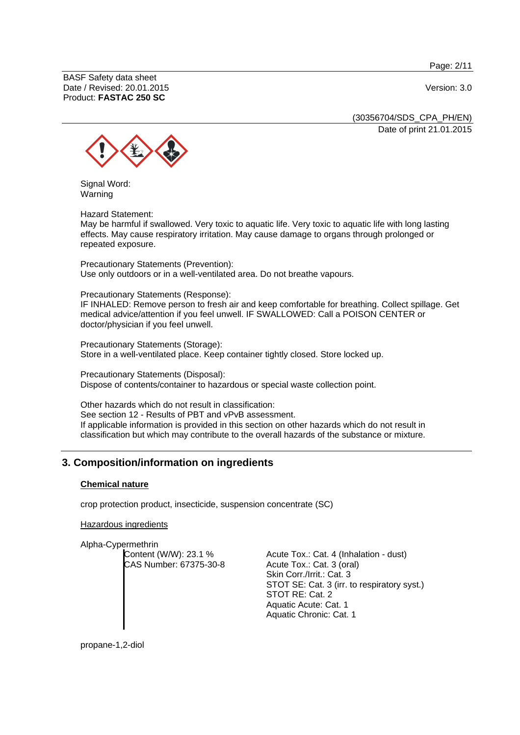Signal Word:
Warning

Hazard Statement:
May be harmful if swallowed. Very toxic to aquatic life. Very toxic to aquatic life with long lasting effects. May cause respiratory irritation. May cause damage to organs through prolonged or repeated exposure.

Precautionary Statements (Prevention):
Use only outdoors or in a well-ventilated area. Do not breathe vapours.

Precautionary Statements (Response):
IF INHALED: Remove person to fresh air and keep comfortable for breathing. Collect spillage. Get medical advice/attention if you feel unwell. IF SWALLOWED: Call a POISON CENTER or doctor/physician if you feel unwell.

Precautionary Statements (Storage):
Store in a well-ventilated place. Keep container tightly closed. Store locked up.

Precautionary Statements (Disposal):
Dispose of contents/container to hazardous or special waste collection point.

Other hazards which do not result in classification:
See section 12 - Results of PBT and vPvB assessment.
If applicable information is provided in this section on other hazards which do not result in classification but which may contribute to the overall hazards of the substance or mixture.

## 3. Composition/information on ingredients

**Chemical nature**

crop protection product, insecticide, suspension concentrate (SC)

Hazardous ingredients

Alpha-Cypermethrin

| | |
|---|---|
| Content (W/W): 23.1 % | Acute Tox.: Cat. 4 (Inhalation - dust) |
| CAS Number: 67375-30-8 | Acute Tox.: Cat. 3 (oral) |
| | Skin Corr./Irrit.: Cat. 3 |
| | STOT SE: Cat. 3 (irr. to respiratory syst.) |
| | STOT RE: Cat. 2 |
| | Aquatic Acute: Cat. 1 |
| | Aquatic Chronic: Cat. 1 |

propane-1,2-diol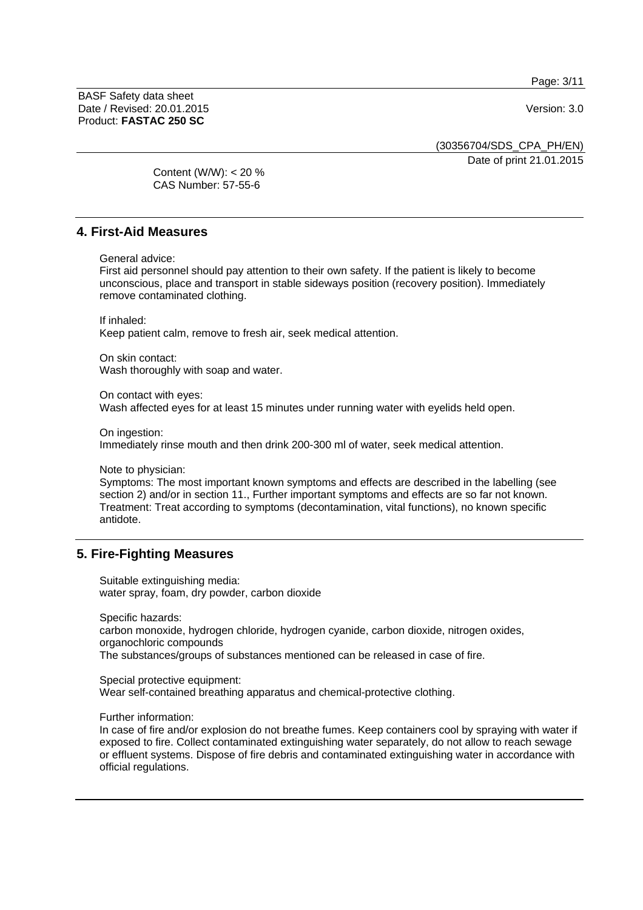Content (W/W): < 20 %
CAS Number: 57-55-6

## 4. First-Aid Measures

General advice:
First aid personnel should pay attention to their own safety. If the patient is likely to become unconscious, place and transport in stable sideways position (recovery position). Immediately remove contaminated clothing.

If inhaled:
Keep patient calm, remove to fresh air, seek medical attention.

On skin contact:
Wash thoroughly with soap and water.

On contact with eyes:
Wash affected eyes for at least 15 minutes under running water with eyelids held open.

On ingestion:
Immediately rinse mouth and then drink 200-300 ml of water, seek medical attention.

Note to physician:
Symptoms: The most important known symptoms and effects are described in the labelling (see section 2) and/or in section 11., Further important symptoms and effects are so far not known.
Treatment: Treat according to symptoms (decontamination, vital functions), no known specific antidote.

## 5. Fire-Fighting Measures

Suitable extinguishing media:
water spray, foam, dry powder, carbon dioxide

Specific hazards:
carbon monoxide, hydrogen chloride, hydrogen cyanide, carbon dioxide, nitrogen oxides, organochloric compounds
The substances/groups of substances mentioned can be released in case of fire.

Special protective equipment:
Wear self-contained breathing apparatus and chemical-protective clothing.

Further information:
In case of fire and/or explosion do not breathe fumes. Keep containers cool by spraying with water if exposed to fire. Collect contaminated extinguishing water separately, do not allow to reach sewage or effluent systems. Dispose of fire debris and contaminated extinguishing water in accordance with official regulations.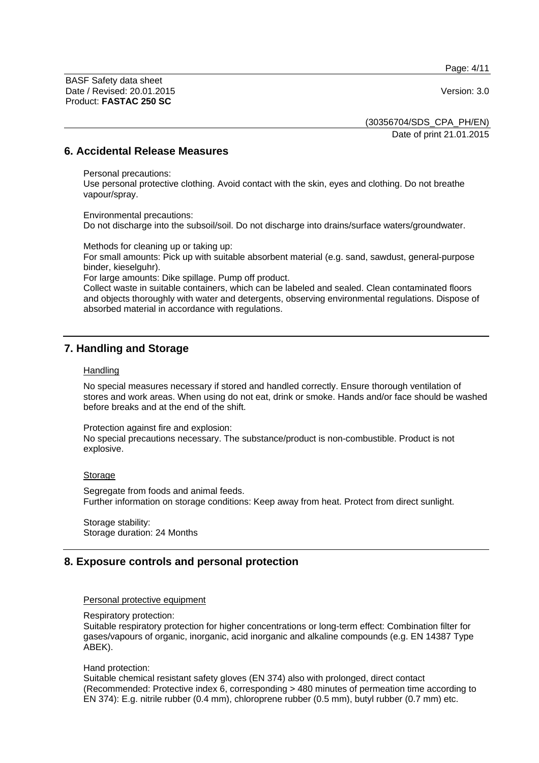## 6. Accidental Release Measures

Personal precautions:
Use personal protective clothing. Avoid contact with the skin, eyes and clothing. Do not breathe vapour/spray.

Environmental precautions:
Do not discharge into the subsoil/soil. Do not discharge into drains/surface waters/groundwater.

Methods for cleaning up or taking up:
For small amounts: Pick up with suitable absorbent material (e.g. sand, sawdust, general-purpose binder, kieselguhr).
For large amounts: Dike spillage. Pump off product.
Collect waste in suitable containers, which can be labeled and sealed. Clean contaminated floors and objects thoroughly with water and detergents, observing environmental regulations. Dispose of absorbed material in accordance with regulations.

## 7. Handling and Storage

### Handling

No special measures necessary if stored and handled correctly. Ensure thorough ventilation of stores and work areas. When using do not eat, drink or smoke. Hands and/or face should be washed before breaks and at the end of the shift.

Protection against fire and explosion:
No special precautions necessary. The substance/product is non-combustible. Product is not explosive.

### Storage

Segregate from foods and animal feeds.
Further information on storage conditions: Keep away from heat. Protect from direct sunlight.

Storage stability:
Storage duration: 24 Months

## 8. Exposure controls and personal protection

### Personal protective equipment

Respiratory protection:
Suitable respiratory protection for higher concentrations or long-term effect: Combination filter for gases/vapours of organic, inorganic, acid inorganic and alkaline compounds (e.g. EN 14387 Type ABEK).

Hand protection:
Suitable chemical resistant safety gloves (EN 374) also with prolonged, direct contact (Recommended: Protective index 6, corresponding > 480 minutes of permeation time according to EN 374): E.g. nitrile rubber (0.4 mm), chloroprene rubber (0.5 mm), butyl rubber (0.7 mm) etc.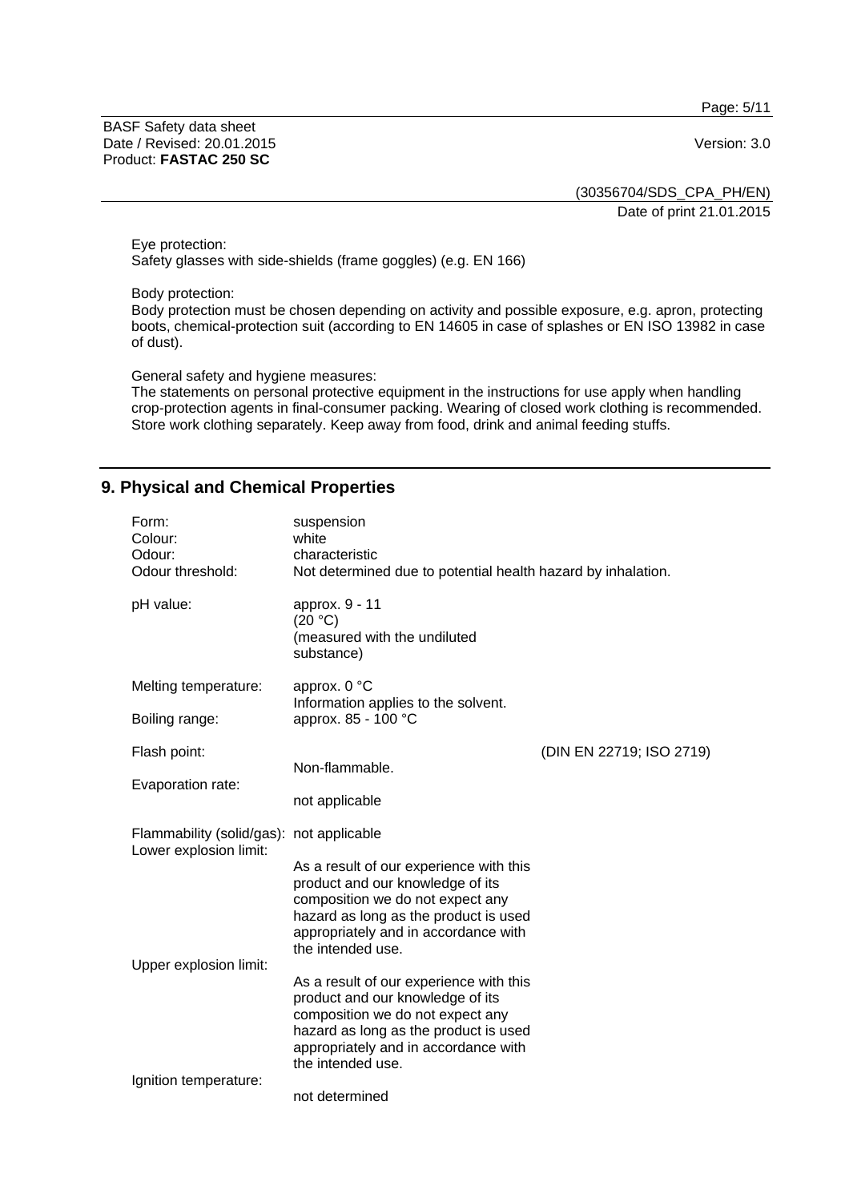Eye protection:
Safety glasses with side-shields (frame goggles) (e.g. EN 166)

Body protection:
Body protection must be chosen depending on activity and possible exposure, e.g. apron, protecting boots, chemical-protection suit (according to EN 14605 in case of splashes or EN ISO 13982 in case of dust).

General safety and hygiene measures:
The statements on personal protective equipment in the instructions for use apply when handling crop-protection agents in final-consumer packing. Wearing of closed work clothing is recommended. Store work clothing separately. Keep away from food, drink and animal feeding stuffs.

## 9. Physical and Chemical Properties

| | | |
|---|---|---|
| Form: | suspension | |
| Colour: | white | |
| Odour: | characteristic | |
| Odour threshold: | Not determined due to potential health hazard by inhalation. | |
| pH value: | approx. 9 - 11<br>(20 °C)<br>(measured with the undiluted substance) | |
| Melting temperature: | approx. 0 °C<br>Information applies to the solvent. | |
| Boiling range: | approx. 85 - 100 °C | |
| Flash point: | Non-flammable. | (DIN EN 22719; ISO 2719) |
| Evaporation rate: | not applicable | |
| Flammability (solid/gas): | not applicable | |
| Lower explosion limit: | As a result of our experience with this product and our knowledge of its composition we do not expect any hazard as long as the product is used appropriately and in accordance with the intended use. | |
| Upper explosion limit: | As a result of our experience with this product and our knowledge of its composition we do not expect any hazard as long as the product is used appropriately and in accordance with the intended use. | |
| Ignition temperature: | not determined | |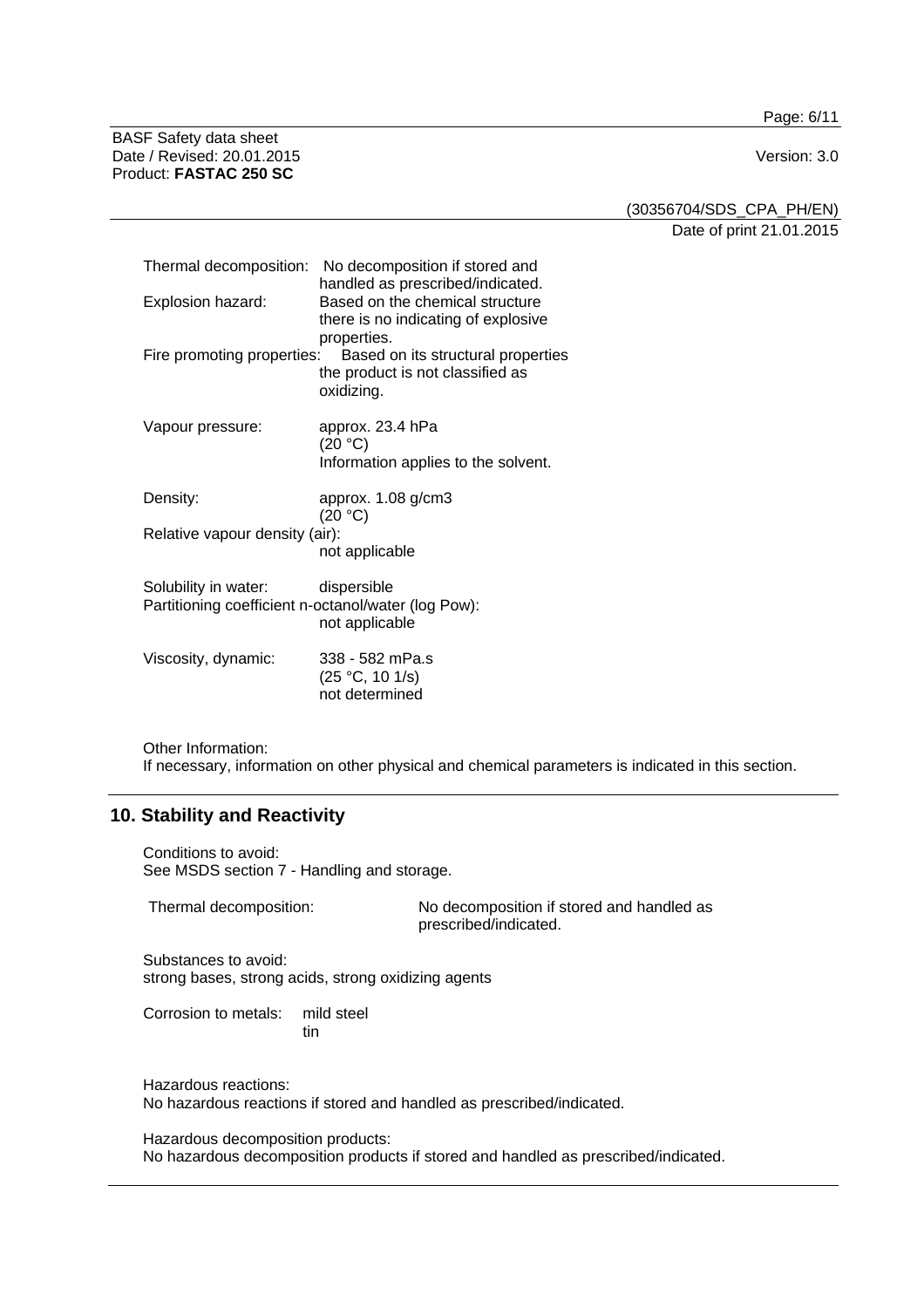Thermal decomposition: No decomposition if stored and handled as prescribed/indicated.

Explosion hazard: Based on the chemical structure there is no indicating of explosive properties.

Fire promoting properties: Based on its structural properties the product is not classified as oxidizing.

Vapour pressure: approx. 23.4 hPa (20 °C)
Information applies to the solvent.

Density: approx. 1.08 g/cm3 (20 °C)

Relative vapour density (air): not applicable

Solubility in water: dispersible

Partitioning coefficient n-octanol/water (log Pow): not applicable

Viscosity, dynamic: 338 - 582 mPa.s (25 °C, 10 1/s)
not determined

Other Information:
If necessary, information on other physical and chemical parameters is indicated in this section.

## 10. Stability and Reactivity

Conditions to avoid:
See MSDS section 7 - Handling and storage.

Thermal decomposition: No decomposition if stored and handled as prescribed/indicated.

Substances to avoid:
strong bases, strong acids, strong oxidizing agents

Corrosion to metals: mild steel
tin

Hazardous reactions:
No hazardous reactions if stored and handled as prescribed/indicated.

Hazardous decomposition products:
No hazardous decomposition products if stored and handled as prescribed/indicated.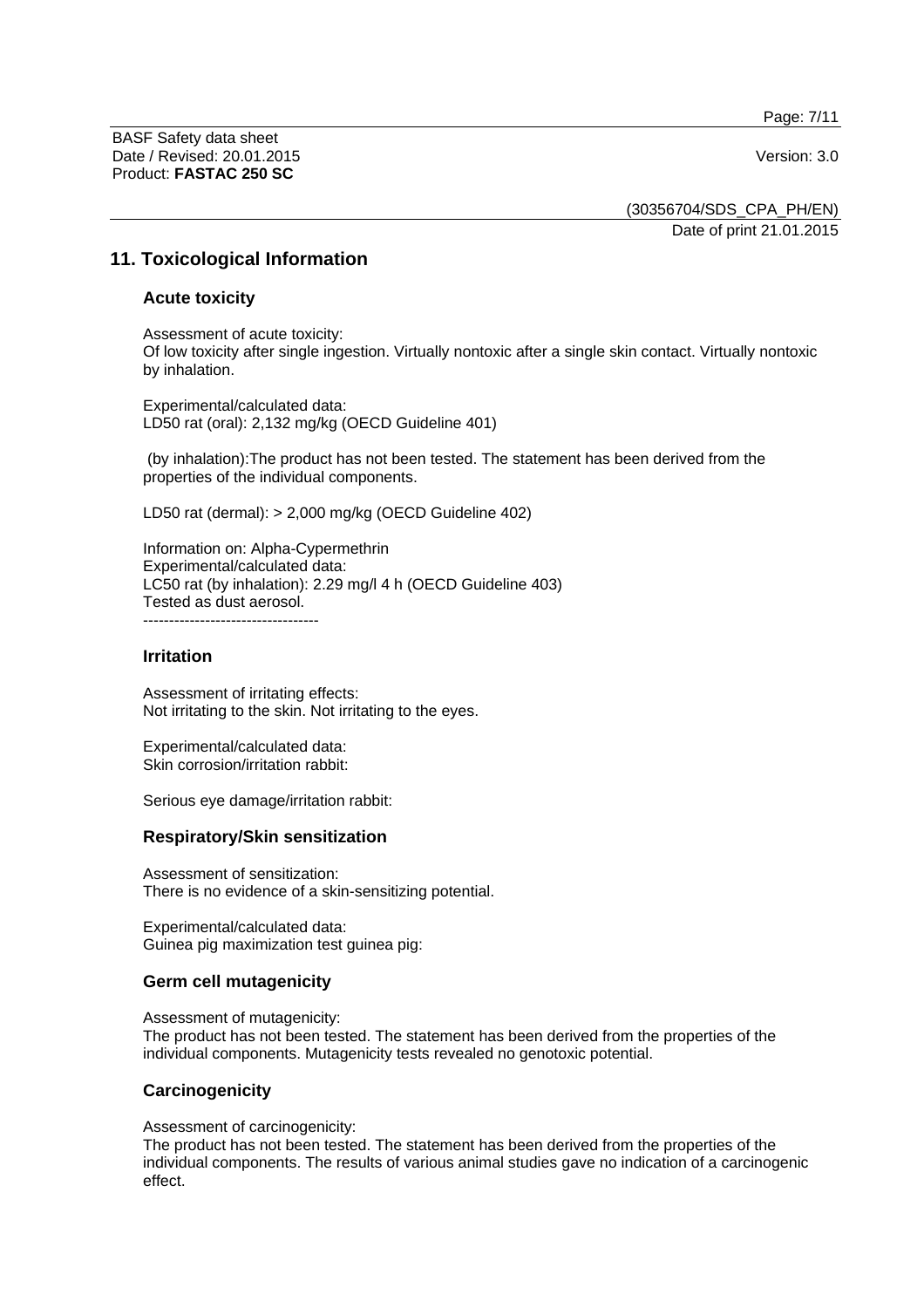## 11. Toxicological Information

### Acute toxicity

Assessment of acute toxicity:
Of low toxicity after single ingestion. Virtually nontoxic after a single skin contact. Virtually nontoxic by inhalation.

Experimental/calculated data:
LD50 rat (oral): 2,132 mg/kg (OECD Guideline 401)

(by inhalation):The product has not been tested. The statement has been derived from the properties of the individual components.

LD50 rat (dermal): > 2,000 mg/kg (OECD Guideline 402)

Information on: Alpha-Cypermethrin
Experimental/calculated data:
LC50 rat (by inhalation): 2.29 mg/l 4 h (OECD Guideline 403)
Tested as dust aerosol.
----------------------------------

### Irritation

Assessment of irritating effects:
Not irritating to the skin. Not irritating to the eyes.

Experimental/calculated data:
Skin corrosion/irritation rabbit:

Serious eye damage/irritation rabbit:

### Respiratory/Skin sensitization

Assessment of sensitization:
There is no evidence of a skin-sensitizing potential.

Experimental/calculated data:
Guinea pig maximization test guinea pig:

### Germ cell mutagenicity

Assessment of mutagenicity:
The product has not been tested. The statement has been derived from the properties of the individual components. Mutagenicity tests revealed no genotoxic potential.

### Carcinogenicity

Assessment of carcinogenicity:
The product has not been tested. The statement has been derived from the properties of the individual components. The results of various animal studies gave no indication of a carcinogenic effect.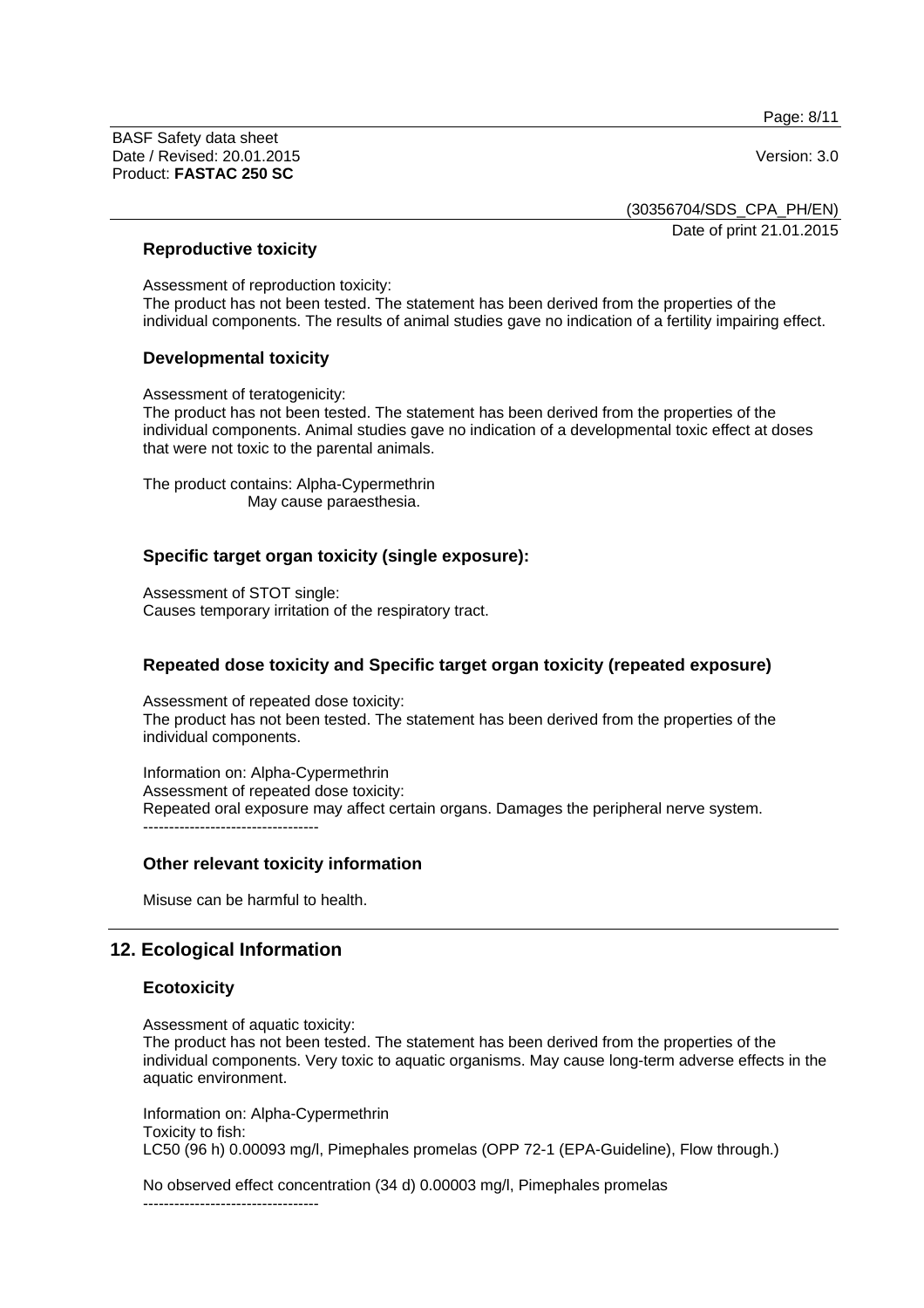### Reproductive toxicity

Assessment of reproduction toxicity:
The product has not been tested. The statement has been derived from the properties of the individual components. The results of animal studies gave no indication of a fertility impairing effect.

### Developmental toxicity

Assessment of teratogenicity:
The product has not been tested. The statement has been derived from the properties of the individual components. Animal studies gave no indication of a developmental toxic effect at doses that were not toxic to the parental animals.

The product contains: Alpha-Cypermethrin
May cause paraesthesia.

### Specific target organ toxicity (single exposure):

Assessment of STOT single:
Causes temporary irritation of the respiratory tract.

### Repeated dose toxicity and Specific target organ toxicity (repeated exposure)

Assessment of repeated dose toxicity:
The product has not been tested. The statement has been derived from the properties of the individual components.

Information on: Alpha-Cypermethrin
Assessment of repeated dose toxicity:
Repeated oral exposure may affect certain organs. Damages the peripheral nerve system.
----------------------------------

### Other relevant toxicity information

Misuse can be harmful to health.

## 12. Ecological Information

### Ecotoxicity

Assessment of aquatic toxicity:
The product has not been tested. The statement has been derived from the properties of the individual components. Very toxic to aquatic organisms. May cause long-term adverse effects in the aquatic environment.

Information on: Alpha-Cypermethrin
Toxicity to fish:
LC50 (96 h) 0.00093 mg/l, Pimephales promelas (OPP 72-1 (EPA-Guideline), Flow through.)

No observed effect concentration (34 d) 0.00003 mg/l, Pimephales promelas
----------------------------------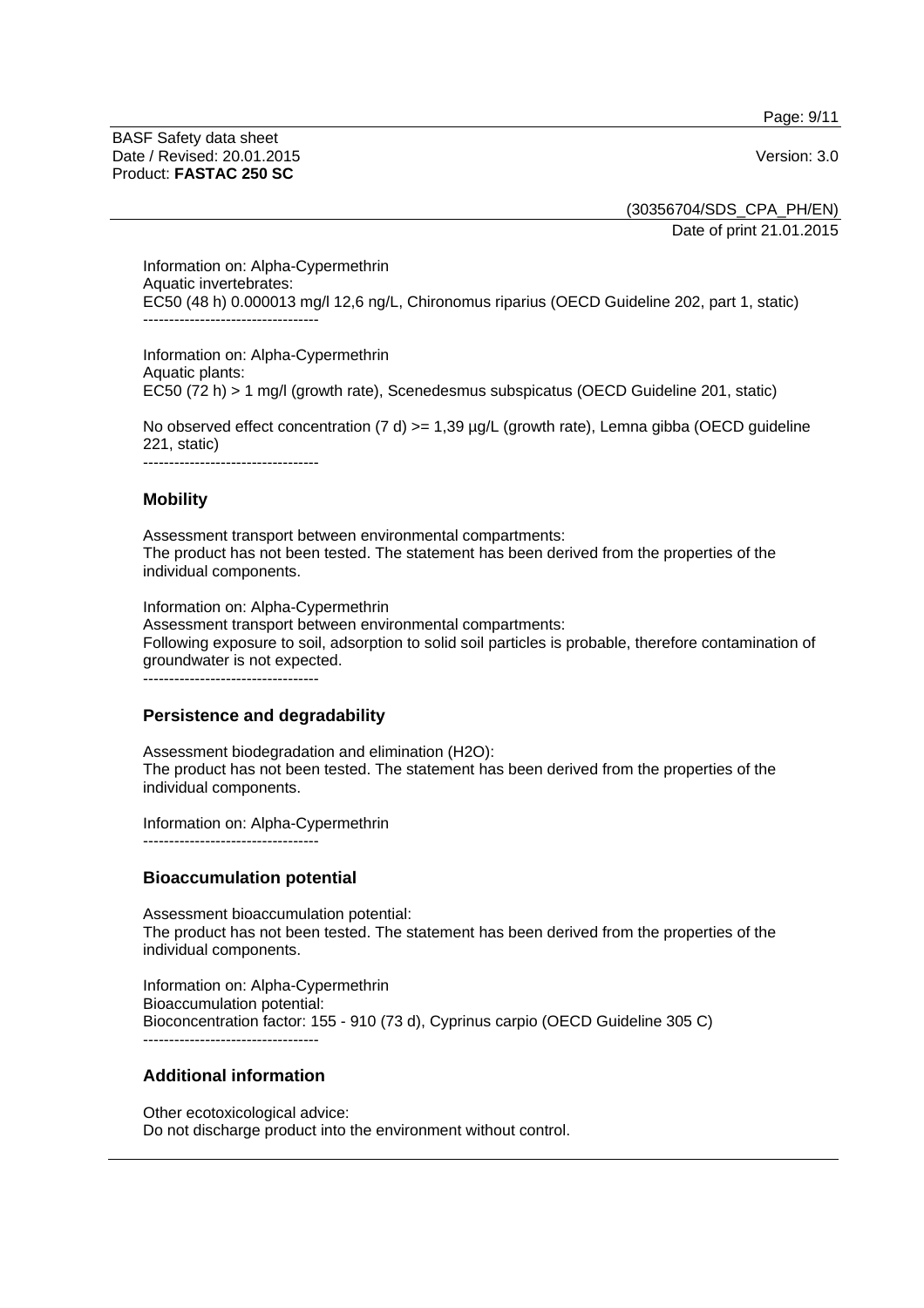Information on: Alpha-Cypermethrin
Aquatic invertebrates:
EC50 (48 h) 0.000013 mg/l 12,6 ng/L, Chironomus riparius (OECD Guideline 202, part 1, static)
----------------------------------

Information on: Alpha-Cypermethrin
Aquatic plants:
EC50 (72 h) > 1 mg/l (growth rate), Scenedesmus subspicatus (OECD Guideline 201, static)

No observed effect concentration (7 d) >= 1,39 µg/L (growth rate), Lemna gibba (OECD guideline 221, static)
----------------------------------

## Mobility

Assessment transport between environmental compartments:
The product has not been tested. The statement has been derived from the properties of the individual components.

Information on: Alpha-Cypermethrin
Assessment transport between environmental compartments:
Following exposure to soil, adsorption to solid soil particles is probable, therefore contamination of groundwater is not expected.
----------------------------------

## Persistence and degradability

Assessment biodegradation and elimination ($H_2O$):
The product has not been tested. The statement has been derived from the properties of the individual components.

Information on: Alpha-Cypermethrin
----------------------------------

## Bioaccumulation potential

Assessment bioaccumulation potential:
The product has not been tested. The statement has been derived from the properties of the individual components.

Information on: Alpha-Cypermethrin
Bioaccumulation potential:
Bioconcentration factor: 155 - 910 (73 d), Cyprinus carpio (OECD Guideline 305 C)
----------------------------------

## Additional information

Other ecotoxicological advice:
Do not discharge product into the environment without control.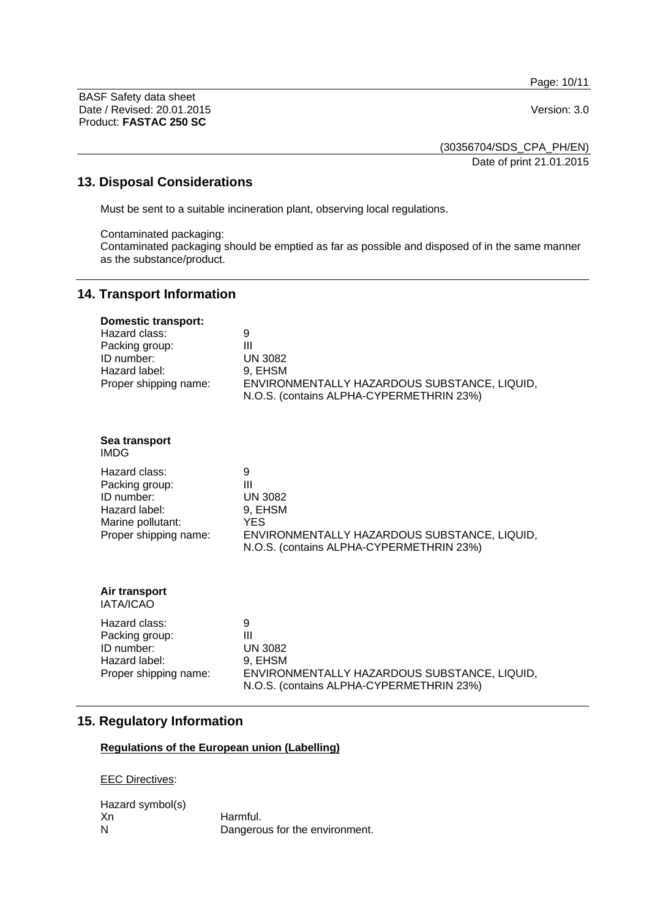## 13. Disposal Considerations

Must be sent to a suitable incineration plant, observing local regulations.

Contaminated packaging:
Contaminated packaging should be emptied as far as possible and disposed of in the same manner as the substance/product.

## 14. Transport Information

**Domestic transport:**

| | |
|---|---|
| Hazard class: | 9 |
| Packing group: | III |
| ID number: | UN 3082 |
| Hazard label: | 9, EHSM |
| Proper shipping name: | ENVIRONMENTALLY HAZARDOUS SUBSTANCE, LIQUID, N.O.S. (contains ALPHA-CYPERMETHRIN 23%) |

**Sea transport**
IMDG

| | |
|---|---|
| Hazard class: | 9 |
| Packing group: | III |
| ID number: | UN 3082 |
| Hazard label: | 9, EHSM |
| Marine pollutant: | YES |
| Proper shipping name: | ENVIRONMENTALLY HAZARDOUS SUBSTANCE, LIQUID, N.O.S. (contains ALPHA-CYPERMETHRIN 23%) |

**Air transport**
IATA/ICAO

| | |
|---|---|
| Hazard class: | 9 |
| Packing group: | III |
| ID number: | UN 3082 |
| Hazard label: | 9, EHSM |
| Proper shipping name: | ENVIRONMENTALLY HAZARDOUS SUBSTANCE, LIQUID, N.O.S. (contains ALPHA-CYPERMETHRIN 23%) |

## 15. Regulatory Information

**Regulations of the European union (Labelling)**

EEC Directives:

Hazard symbol(s)

| | |
|---|---|
| Xn | Harmful. |
| N | Dangerous for the environment. |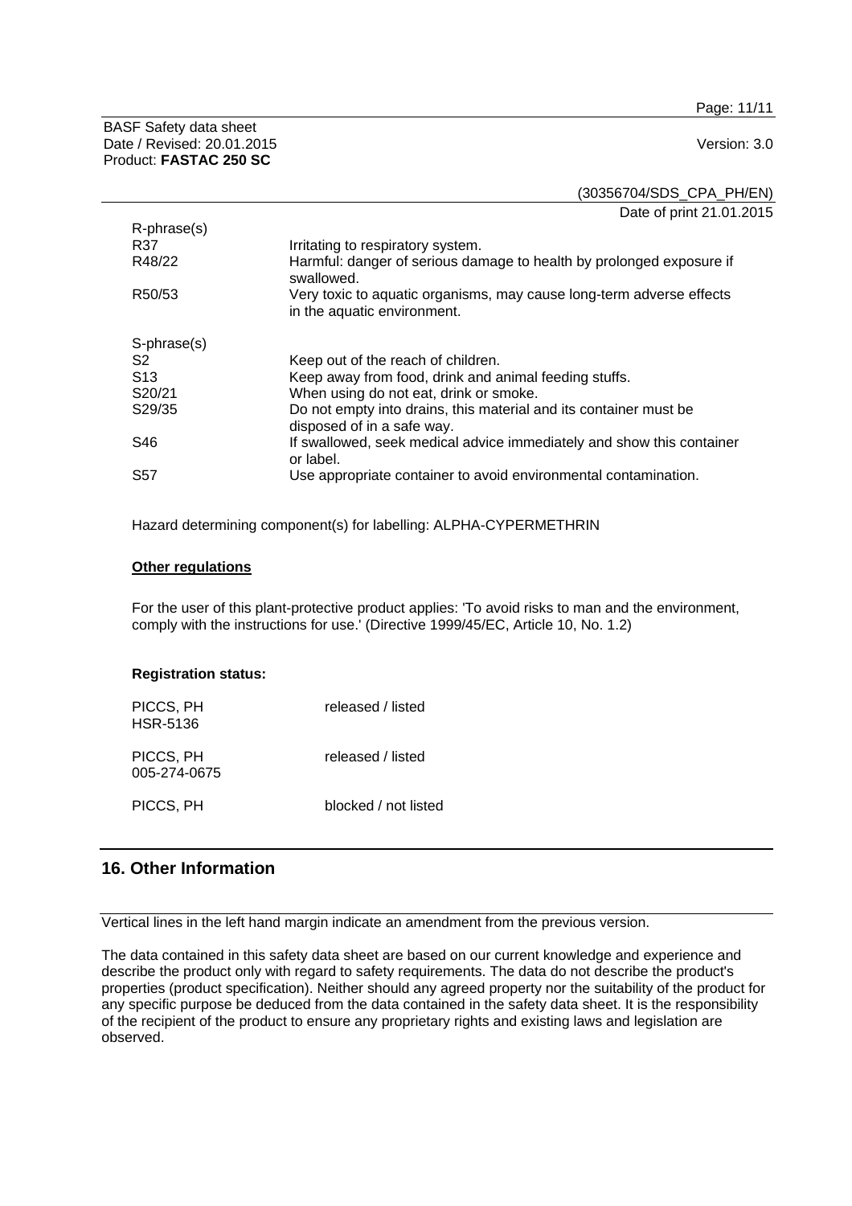(30356704/SDS_CPA_PH/EN)

Date of print 21.01.2015

| | |
|---|---|
| R-phrase(s) | |
| R37 | Irritating to respiratory system. |
| R48/22 | Harmful: danger of serious damage to health by prolonged exposure if swallowed. |
| R50/53 | Very toxic to aquatic organisms, may cause long-term adverse effects in the aquatic environment. |

| | |
|---|---|
| S-phrase(s) | |
| S2 | Keep out of the reach of children. |
| S13 | Keep away from food, drink and animal feeding stuffs. |
| S20/21 | When using do not eat, drink or smoke. |
| S29/35 | Do not empty into drains, this material and its container must be disposed of in a safe way. |
| S46 | If swallowed, seek medical advice immediately and show this container or label. |
| S57 | Use appropriate container to avoid environmental contamination. |

Hazard determining component(s) for labelling: ALPHA-CYPERMETHRIN

**Other regulations**

For the user of this plant-protective product applies: 'To avoid risks to man and the environment, comply with the instructions for use.' (Directive 1999/45/EC, Article 10, No. 1.2)

**Registration status:**

| | |
|---|---|
| PICCS, PH HSR-5136 | released / listed |
| PICCS, PH 005-274-0675 | released / listed |
| PICCS, PH | blocked / not listed |

## 16. Other Information

Vertical lines in the left hand margin indicate an amendment from the previous version.

The data contained in this safety data sheet are based on our current knowledge and experience and describe the product only with regard to safety requirements. The data do not describe the product's properties (product specification). Neither should any agreed property nor the suitability of the product for any specific purpose be deduced from the data contained in the safety data sheet. It is the responsibility of the recipient of the product to ensure any proprietary rights and existing laws and legislation are observed.